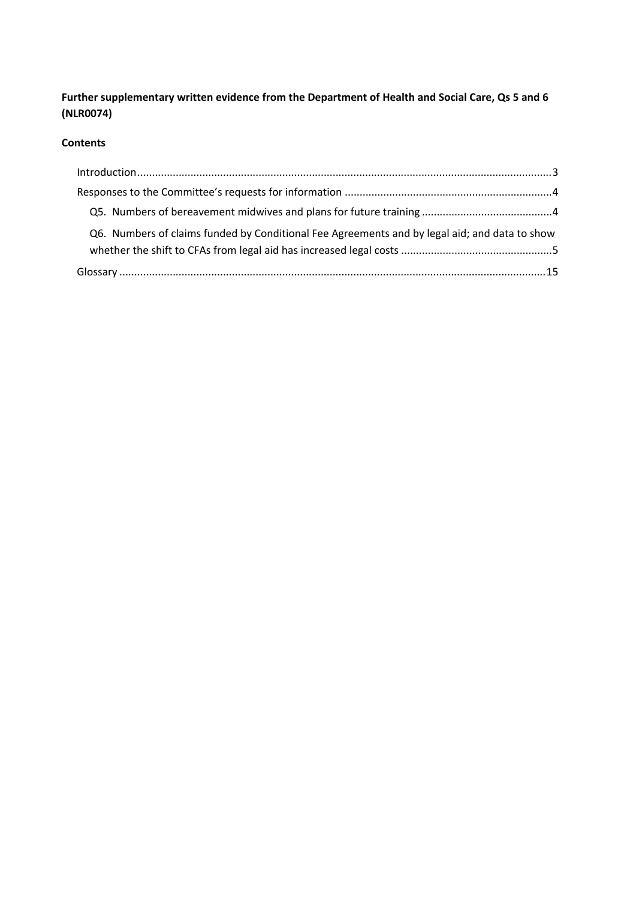**Further supplementary written evidence from the Department of Health and Social Care, Qs 5 and 6 (NLR0074)**

**Contents**

- Introduction ........................................................................................................................................ 3
- Responses to the Committee's requests for information ..................................................................... 4
  - Q5. Numbers of bereavement midwives and plans for future training ............................................ 4
  - Q6. Numbers of claims funded by Conditional Fee Agreements and by legal aid; and data to show whether the shift to CFAs from legal aid has increased legal costs .................................................. 5
- Glossary ............................................................................................................................................ 15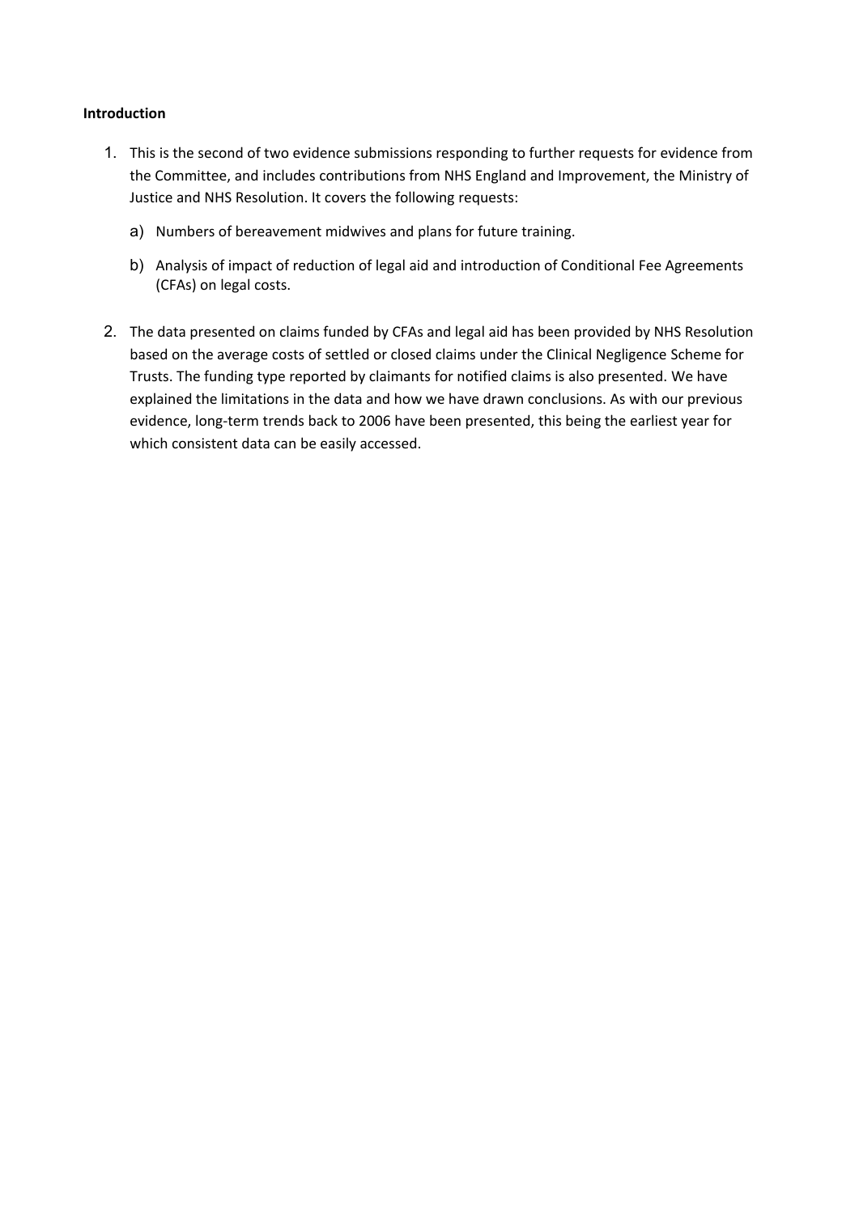**Introduction**

1. This is the second of two evidence submissions responding to further requests for evidence from the Committee, and includes contributions from NHS England and Improvement, the Ministry of Justice and NHS Resolution. It covers the following requests:

    a) Numbers of bereavement midwives and plans for future training.

    b) Analysis of impact of reduction of legal aid and introduction of Conditional Fee Agreements (CFAs) on legal costs.

2. The data presented on claims funded by CFAs and legal aid has been provided by NHS Resolution based on the average costs of settled or closed claims under the Clinical Negligence Scheme for Trusts. The funding type reported by claimants for notified claims is also presented. We have explained the limitations in the data and how we have drawn conclusions. As with our previous evidence, long-term trends back to 2006 have been presented, this being the earliest year for which consistent data can be easily accessed.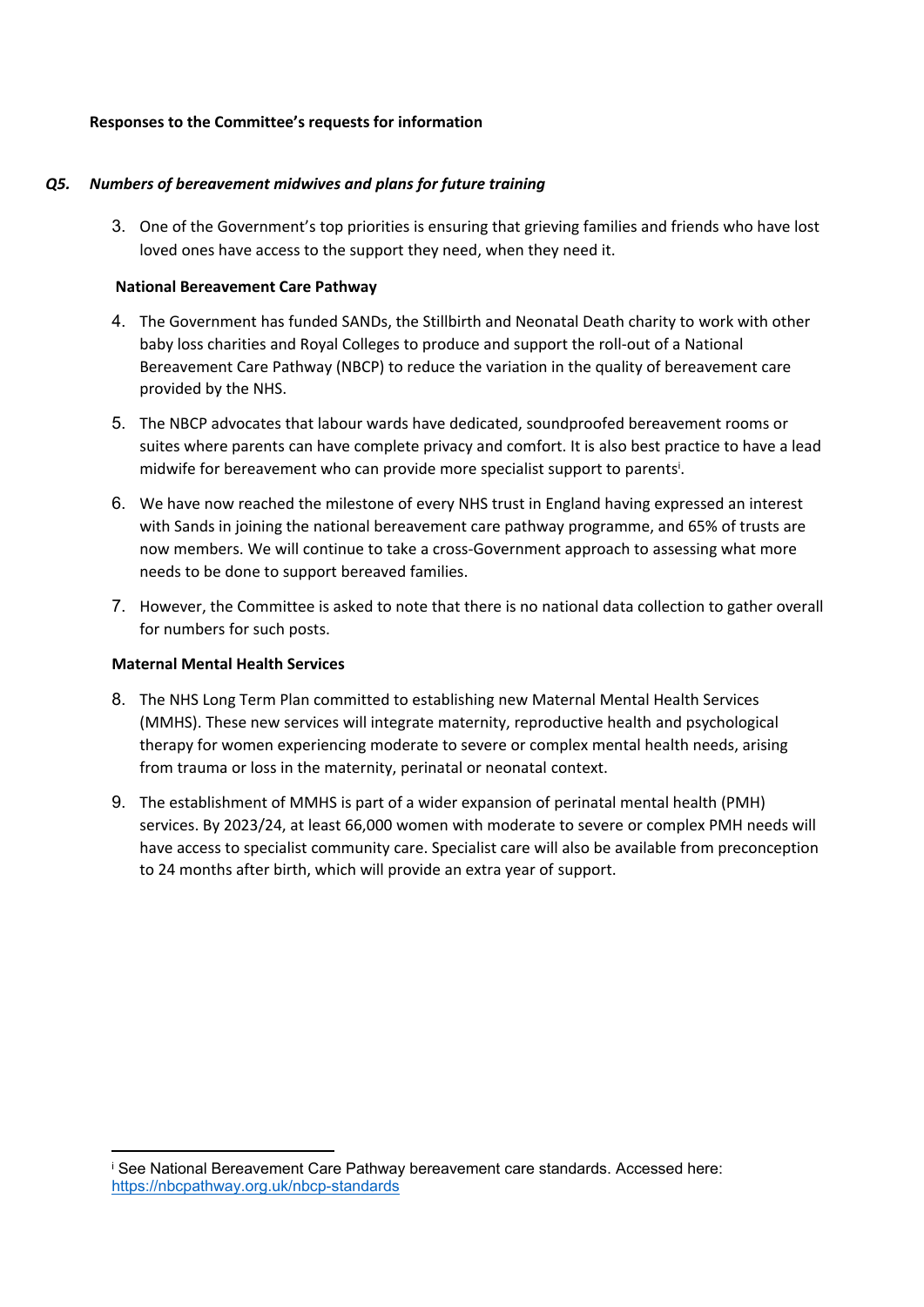**Responses to the Committee's requests for information**

***Q5. Numbers of bereavement midwives and plans for future training***

3. One of the Government's top priorities is ensuring that grieving families and friends who have lost loved ones have access to the support they need, when they need it.

**National Bereavement Care Pathway**

4. The Government has funded SANDs, the Stillbirth and Neonatal Death charity to work with other baby loss charities and Royal Colleges to produce and support the roll-out of a National Bereavement Care Pathway (NBCP) to reduce the variation in the quality of bereavement care provided by the NHS.

5. The NBCP advocates that labour wards have dedicated, soundproofed bereavement rooms or suites where parents can have complete privacy and comfort. It is also best practice to have a lead midwife for bereavement who can provide more specialist support to parents[i].

6. We have now reached the milestone of every NHS trust in England having expressed an interest with Sands in joining the national bereavement care pathway programme, and 65% of trusts are now members. We will continue to take a cross-Government approach to assessing what more needs to be done to support bereaved families.

7. However, the Committee is asked to note that there is no national data collection to gather overall for numbers for such posts.

**Maternal Mental Health Services**

8. The NHS Long Term Plan committed to establishing new Maternal Mental Health Services (MMHS). These new services will integrate maternity, reproductive health and psychological therapy for women experiencing moderate to severe or complex mental health needs, arising from trauma or loss in the maternity, perinatal or neonatal context.

9. The establishment of MMHS is part of a wider expansion of perinatal mental health (PMH) services. By 2023/24, at least 66,000 women with moderate to severe or complex PMH needs will have access to specialist community care. Specialist care will also be available from preconception to 24 months after birth, which will provide an extra year of support.

---

[i] See National Bereavement Care Pathway bereavement care standards. Accessed here: https://nbcpathway.org.uk/nbcp-standards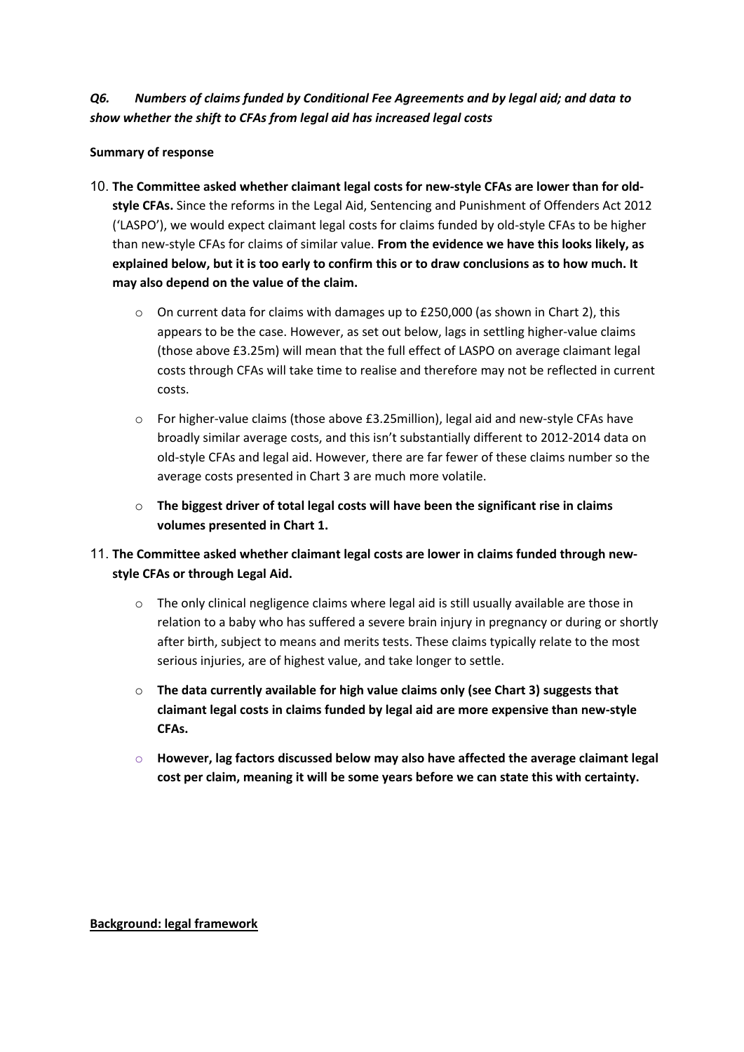***Q6. Numbers of claims funded by Conditional Fee Agreements and by legal aid; and data to show whether the shift to CFAs from legal aid has increased legal costs***

**Summary of response**

10. **The Committee asked whether claimant legal costs for new-style CFAs are lower than for old-style CFAs.** Since the reforms in the Legal Aid, Sentencing and Punishment of Offenders Act 2012 ('LASPO'), we would expect claimant legal costs for claims funded by old-style CFAs to be higher than new-style CFAs for claims of similar value. **From the evidence we have this looks likely, as explained below, but it is too early to confirm this or to draw conclusions as to how much. It may also depend on the value of the claim.**

    - On current data for claims with damages up to £250,000 (as shown in Chart 2), this appears to be the case. However, as set out below, lags in settling higher-value claims (those above £3.25m) will mean that the full effect of LASPO on average claimant legal costs through CFAs will take time to realise and therefore may not be reflected in current costs.
    - For higher-value claims (those above £3.25million), legal aid and new-style CFAs have broadly similar average costs, and this isn't substantially different to 2012-2014 data on old-style CFAs and legal aid. However, there are far fewer of these claims number so the average costs presented in Chart 3 are much more volatile.
    - **The biggest driver of total legal costs will have been the significant rise in claims volumes presented in Chart 1.**

11. **The Committee asked whether claimant legal costs are lower in claims funded through new-style CFAs or through Legal Aid.**

    - The only clinical negligence claims where legal aid is still usually available are those in relation to a baby who has suffered a severe brain injury in pregnancy or during or shortly after birth, subject to means and merits tests. These claims typically relate to the most serious injuries, are of highest value, and take longer to settle.
    - **The data currently available for high value claims only (see Chart 3) suggests that claimant legal costs in claims funded by legal aid are more expensive than new-style CFAs.**
    - **However, lag factors discussed below may also have affected the average claimant legal cost per claim, meaning it will be some years before we can state this with certainty.**

**<u>Background: legal framework</u>**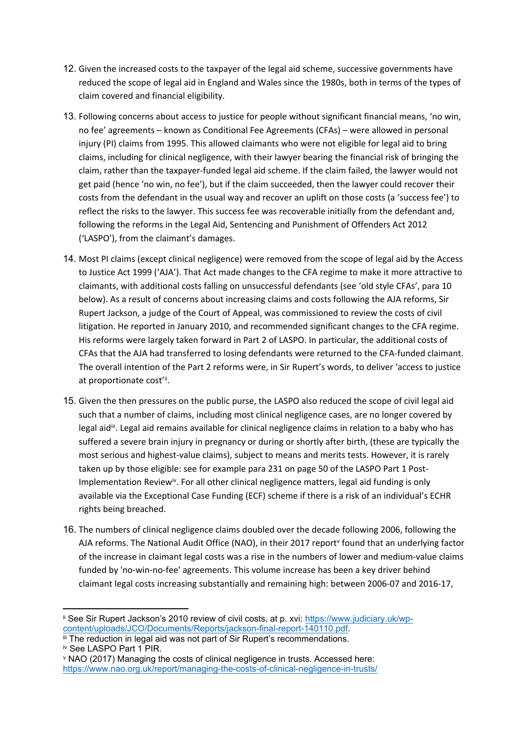12. Given the increased costs to the taxpayer of the legal aid scheme, successive governments have reduced the scope of legal aid in England and Wales since the 1980s, both in terms of the types of claim covered and financial eligibility.

13. Following concerns about access to justice for people without significant financial means, 'no win, no fee' agreements – known as Conditional Fee Agreements (CFAs) – were allowed in personal injury (PI) claims from 1995. This allowed claimants who were not eligible for legal aid to bring claims, including for clinical negligence, with their lawyer bearing the financial risk of bringing the claim, rather than the taxpayer-funded legal aid scheme. If the claim failed, the lawyer would not get paid (hence 'no win, no fee'), but if the claim succeeded, then the lawyer could recover their costs from the defendant in the usual way and recover an uplift on those costs (a 'success fee') to reflect the risks to the lawyer. This success fee was recoverable initially from the defendant and, following the reforms in the Legal Aid, Sentencing and Punishment of Offenders Act 2012 ('LASPO'), from the claimant's damages.

14. Most PI claims (except clinical negligence) were removed from the scope of legal aid by the Access to Justice Act 1999 ('AJA'). That Act made changes to the CFA regime to make it more attractive to claimants, with additional costs falling on unsuccessful defendants (see 'old style CFAs', para 10 below). As a result of concerns about increasing claims and costs following the AJA reforms, Sir Rupert Jackson, a judge of the Court of Appeal, was commissioned to review the costs of civil litigation. He reported in January 2010, and recommended significant changes to the CFA regime. His reforms were largely taken forward in Part 2 of LASPO. In particular, the additional costs of CFAs that the AJA had transferred to losing defendants were returned to the CFA-funded claimant. The overall intention of the Part 2 reforms were, in Sir Rupert's words, to deliver 'access to justice at proportionate cost'[ii].

15. Given the then pressures on the public purse, the LASPO also reduced the scope of civil legal aid such that a number of claims, including most clinical negligence cases, are no longer covered by legal aid[iii]. Legal aid remains available for clinical negligence claims in relation to a baby who has suffered a severe brain injury in pregnancy or during or shortly after birth, (these are typically the most serious and highest-value claims), subject to means and merits tests. However, it is rarely taken up by those eligible: see for example para 231 on page 50 of the LASPO Part 1 Post-Implementation Review[iv]. For all other clinical negligence matters, legal aid funding is only available via the Exceptional Case Funding (ECF) scheme if there is a risk of an individual's ECHR rights being breached.

16. The numbers of clinical negligence claims doubled over the decade following 2006, following the AJA reforms. The National Audit Office (NAO), in their 2017 report[v] found that an underlying factor of the increase in claimant legal costs was a rise in the numbers of lower and medium-value claims funded by 'no-win-no-fee' agreements. This volume increase has been a key driver behind claimant legal costs increasing substantially and remaining high: between 2006-07 and 2016-17,

---

[ii] See Sir Rupert Jackson's 2010 review of civil costs, at p. xvi: https://www.judiciary.uk/wp-content/uploads/JCO/Documents/Reports/jackson-final-report-140110.pdf.

[iii] The reduction in legal aid was not part of Sir Rupert's recommendations.

[iv] See LASPO Part 1 PIR.

[v] NAO (2017) Managing the costs of clinical negligence in trusts. Accessed here: https://www.nao.org.uk/report/managing-the-costs-of-clinical-negligence-in-trusts/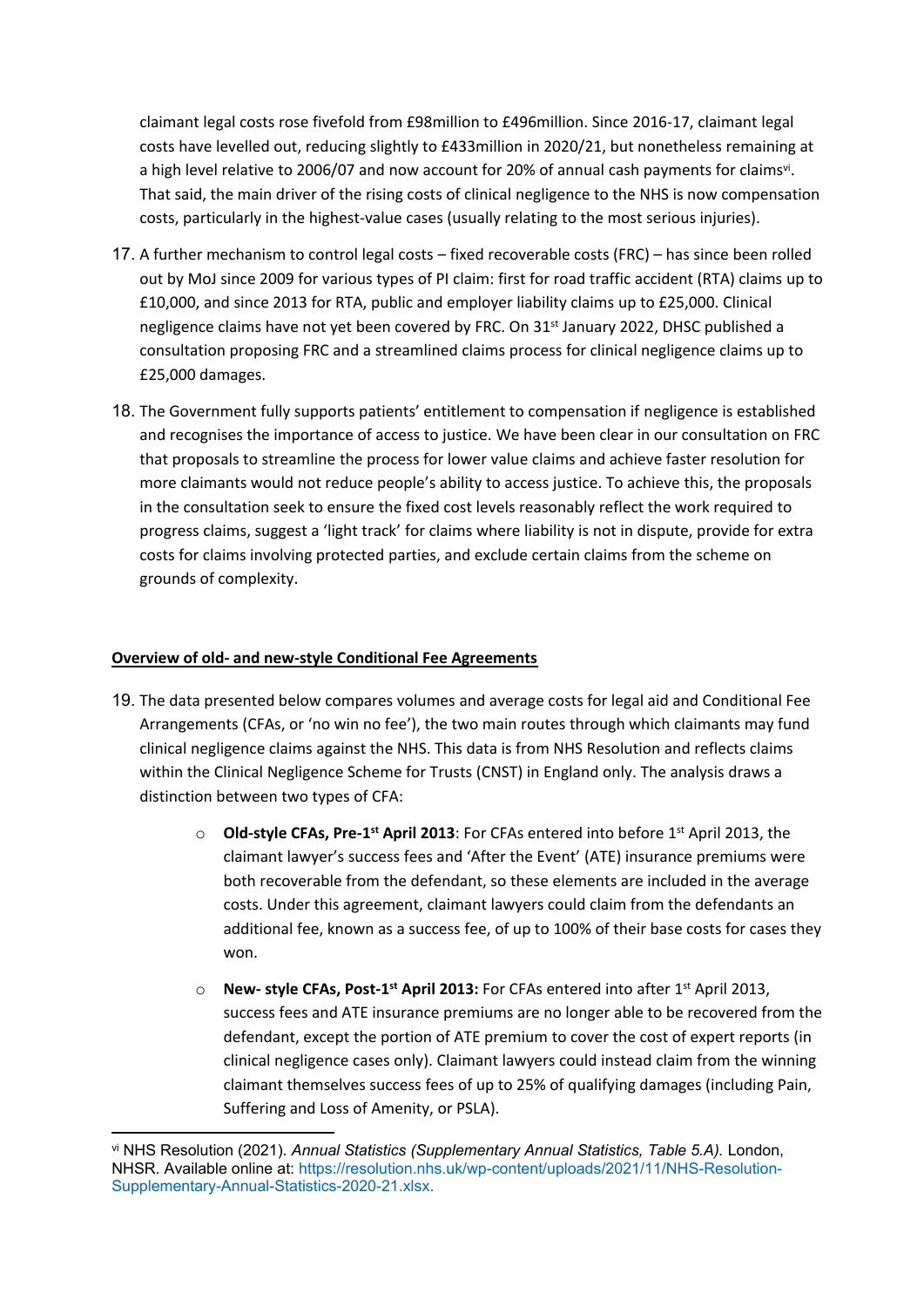claimant legal costs rose fivefold from £98million to £496million. Since 2016-17, claimant legal costs have levelled out, reducing slightly to £433million in 2020/21, but nonetheless remaining at a high level relative to 2006/07 and now account for 20% of annual cash payments for claims[vi]. That said, the main driver of the rising costs of clinical negligence to the NHS is now compensation costs, particularly in the highest-value cases (usually relating to the most serious injuries).

17. A further mechanism to control legal costs – fixed recoverable costs (FRC) – has since been rolled out by MoJ since 2009 for various types of PI claim: first for road traffic accident (RTA) claims up to £10,000, and since 2013 for RTA, public and employer liability claims up to £25,000. Clinical negligence claims have not yet been covered by FRC. On 31[st] January 2022, DHSC published a consultation proposing FRC and a streamlined claims process for clinical negligence claims up to £25,000 damages.

18. The Government fully supports patients' entitlement to compensation if negligence is established and recognises the importance of access to justice. We have been clear in our consultation on FRC that proposals to streamline the process for lower value claims and achieve faster resolution for more claimants would not reduce people's ability to access justice. To achieve this, the proposals in the consultation seek to ensure the fixed cost levels reasonably reflect the work required to progress claims, suggest a 'light track' for claims where liability is not in dispute, provide for extra costs for claims involving protected parties, and exclude certain claims from the scheme on grounds of complexity.

**Overview of old- and new-style Conditional Fee Agreements**

19. The data presented below compares volumes and average costs for legal aid and Conditional Fee Arrangements (CFAs, or 'no win no fee'), the two main routes through which claimants may fund clinical negligence claims against the NHS. This data is from NHS Resolution and reflects claims within the Clinical Negligence Scheme for Trusts (CNST) in England only. The analysis draws a distinction between two types of CFA:

    - **Old-style CFAs, Pre-1[st] April 2013**: For CFAs entered into before 1[st] April 2013, the claimant lawyer's success fees and 'After the Event' (ATE) insurance premiums were both recoverable from the defendant, so these elements are included in the average costs. Under this agreement, claimant lawyers could claim from the defendants an additional fee, known as a success fee, of up to 100% of their base costs for cases they won.

    - **New- style CFAs, Post-1[st] April 2013:** For CFAs entered into after 1[st] April 2013, success fees and ATE insurance premiums are no longer able to be recovered from the defendant, except the portion of ATE premium to cover the cost of expert reports (in clinical negligence cases only). Claimant lawyers could instead claim from the winning claimant themselves success fees of up to 25% of qualifying damages (including Pain, Suffering and Loss of Amenity, or PSLA).

---

[vi] NHS Resolution (2021). *Annual Statistics (Supplementary Annual Statistics, Table 5.A).* London, NHSR. Available online at: https://resolution.nhs.uk/wp-content/uploads/2021/11/NHS-Resolution-Supplementary-Annual-Statistics-2020-21.xlsx.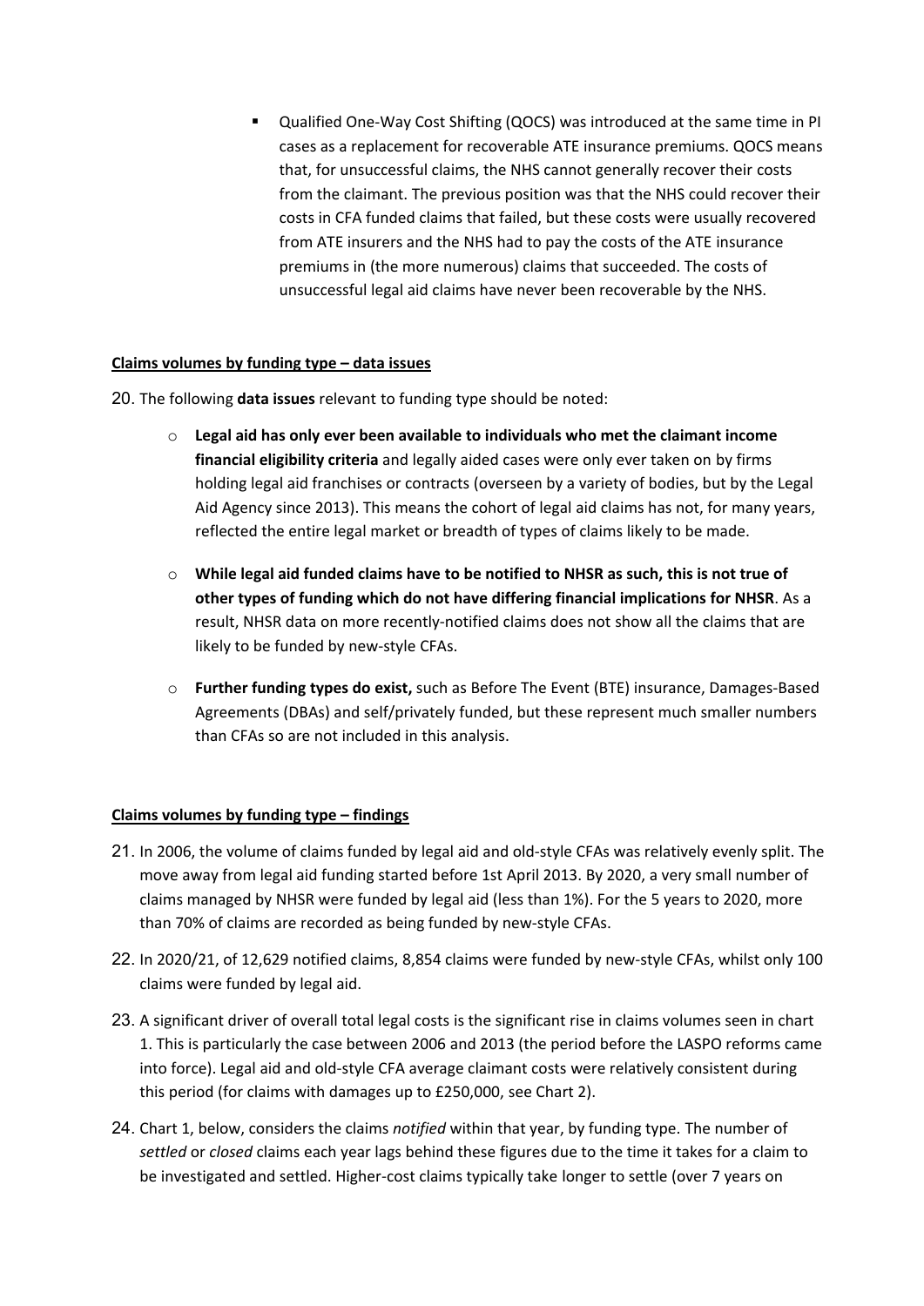- Qualified One-Way Cost Shifting (QOCS) was introduced at the same time in PI cases as a replacement for recoverable ATE insurance premiums. QOCS means that, for unsuccessful claims, the NHS cannot generally recover their costs from the claimant. The previous position was that the NHS could recover their costs in CFA funded claims that failed, but these costs were usually recovered from ATE insurers and the NHS had to pay the costs of the ATE insurance premiums in (the more numerous) claims that succeeded. The costs of unsuccessful legal aid claims have never been recoverable by the NHS.

**Claims volumes by funding type – data issues**

20. The following **data issues** relevant to funding type should be noted:

  - **Legal aid has only ever been available to individuals who met the claimant income financial eligibility criteria** and legally aided cases were only ever taken on by firms holding legal aid franchises or contracts (overseen by a variety of bodies, but by the Legal Aid Agency since 2013). This means the cohort of legal aid claims has not, for many years, reflected the entire legal market or breadth of types of claims likely to be made.

  - **While legal aid funded claims have to be notified to NHSR as such, this is not true of other types of funding which do not have differing financial implications for NHSR**. As a result, NHSR data on more recently-notified claims does not show all the claims that are likely to be funded by new-style CFAs.

  - **Further funding types do exist,** such as Before The Event (BTE) insurance, Damages-Based Agreements (DBAs) and self/privately funded, but these represent much smaller numbers than CFAs so are not included in this analysis.

**Claims volumes by funding type – findings**

21. In 2006, the volume of claims funded by legal aid and old-style CFAs was relatively evenly split. The move away from legal aid funding started before 1st April 2013. By 2020, a very small number of claims managed by NHSR were funded by legal aid (less than 1%). For the 5 years to 2020, more than 70% of claims are recorded as being funded by new-style CFAs.

22. In 2020/21, of 12,629 notified claims, 8,854 claims were funded by new-style CFAs, whilst only 100 claims were funded by legal aid.

23. A significant driver of overall total legal costs is the significant rise in claims volumes seen in chart 1. This is particularly the case between 2006 and 2013 (the period before the LASPO reforms came into force). Legal aid and old-style CFA average claimant costs were relatively consistent during this period (for claims with damages up to £250,000, see Chart 2).

24. Chart 1, below, considers the claims *notified* within that year, by funding type. The number of *settled* or *closed* claims each year lags behind these figures due to the time it takes for a claim to be investigated and settled. Higher-cost claims typically take longer to settle (over 7 years on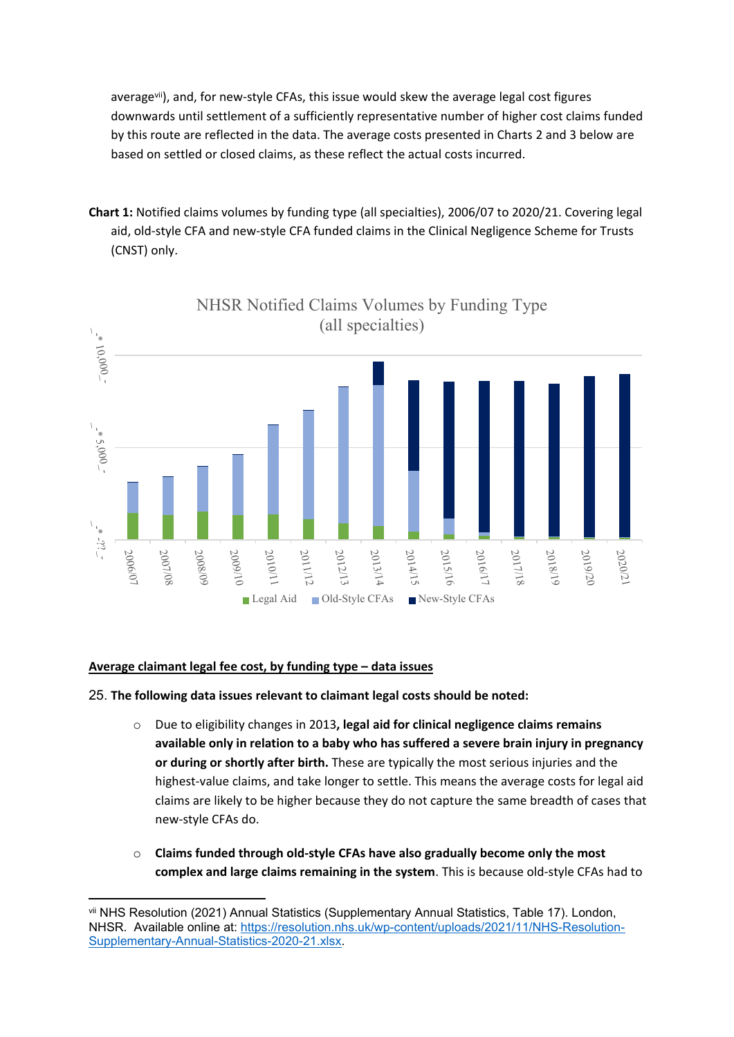average[vii]), and, for new-style CFAs, this issue would skew the average legal cost figures downwards until settlement of a sufficiently representative number of higher cost claims funded by this route are reflected in the data. The average costs presented in Charts 2 and 3 below are based on settled or closed claims, as these reflect the actual costs incurred.

**Chart 1:** Notified claims volumes by funding type (all specialties), 2006/07 to 2020/21. Covering legal aid, old-style CFA and new-style CFA funded claims in the Clinical Negligence Scheme for Trusts (CNST) only.

NHSR Notified Claims Volumes by Funding Type (all specialties)

Legal Aid | Old-Style CFAs | New-Style CFAs

2006/07, 2007/08, 2008/09, 2009/10, 2010/11, 2011/12, 2012/13, 2013/14, 2014/15, 2015/16, 2016/17, 2017/18, 2018/19, 2019/20, 2020/21

## Average claimant legal fee cost, by funding type – data issues

25. **The following data issues relevant to claimant legal costs should be noted:**

- Due to eligibility changes in 2013**, legal aid for clinical negligence claims remains available only in relation to a baby who has suffered a severe brain injury in pregnancy or during or shortly after birth.** These are typically the most serious injuries and the highest-value claims, and take longer to settle. This means the average costs for legal aid claims are likely to be higher because they do not capture the same breadth of cases that new-style CFAs do.

- **Claims funded through old-style CFAs have also gradually become only the most complex and large claims remaining in the system**. This is because old-style CFAs had to

[vii] NHS Resolution (2021) Annual Statistics (Supplementary Annual Statistics, Table 17). London, NHSR. Available online at: https://resolution.nhs.uk/wp-content/uploads/2021/11/NHS-Resolution-Supplementary-Annual-Statistics-2020-21.xlsx.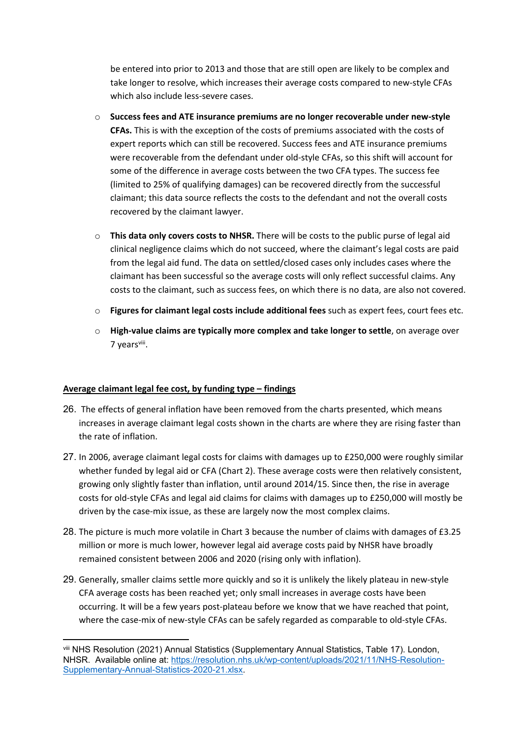be entered into prior to 2013 and those that are still open are likely to be complex and take longer to resolve, which increases their average costs compared to new-style CFAs which also include less-severe cases.

- **Success fees and ATE insurance premiums are no longer recoverable under new-style CFAs.** This is with the exception of the costs of premiums associated with the costs of expert reports which can still be recovered. Success fees and ATE insurance premiums were recoverable from the defendant under old-style CFAs, so this shift will account for some of the difference in average costs between the two CFA types. The success fee (limited to 25% of qualifying damages) can be recovered directly from the successful claimant; this data source reflects the costs to the defendant and not the overall costs recovered by the claimant lawyer.

- **This data only covers costs to NHSR.** There will be costs to the public purse of legal aid clinical negligence claims which do not succeed, where the claimant's legal costs are paid from the legal aid fund. The data on settled/closed cases only includes cases where the claimant has been successful so the average costs will only reflect successful claims. Any costs to the claimant, such as success fees, on which there is no data, are also not covered.

- **Figures for claimant legal costs include additional fees** such as expert fees, court fees etc.

- **High-value claims are typically more complex and take longer to settle**, on average over 7 years[viii].

**Average claimant legal fee cost, by funding type – findings**

26. The effects of general inflation have been removed from the charts presented, which means increases in average claimant legal costs shown in the charts are where they are rising faster than the rate of inflation.

27. In 2006, average claimant legal costs for claims with damages up to £250,000 were roughly similar whether funded by legal aid or CFA (Chart 2). These average costs were then relatively consistent, growing only slightly faster than inflation, until around 2014/15. Since then, the rise in average costs for old-style CFAs and legal aid claims for claims with damages up to £250,000 will mostly be driven by the case-mix issue, as these are largely now the most complex claims.

28. The picture is much more volatile in Chart 3 because the number of claims with damages of £3.25 million or more is much lower, however legal aid average costs paid by NHSR have broadly remained consistent between 2006 and 2020 (rising only with inflation).

29. Generally, smaller claims settle more quickly and so it is unlikely the likely plateau in new-style CFA average costs has been reached yet; only small increases in average costs have been occurring. It will be a few years post-plateau before we know that we have reached that point, where the case-mix of new-style CFAs can be safely regarded as comparable to old-style CFAs.

---

[viii] NHS Resolution (2021) Annual Statistics (Supplementary Annual Statistics, Table 17). London, NHSR. Available online at: [https://resolution.nhs.uk/wp-content/uploads/2021/11/NHS-Resolution-Supplementary-Annual-Statistics-2020-21.xlsx](https://resolution.nhs.uk/wp-content/uploads/2021/11/NHS-Resolution-Supplementary-Annual-Statistics-2020-21.xlsx).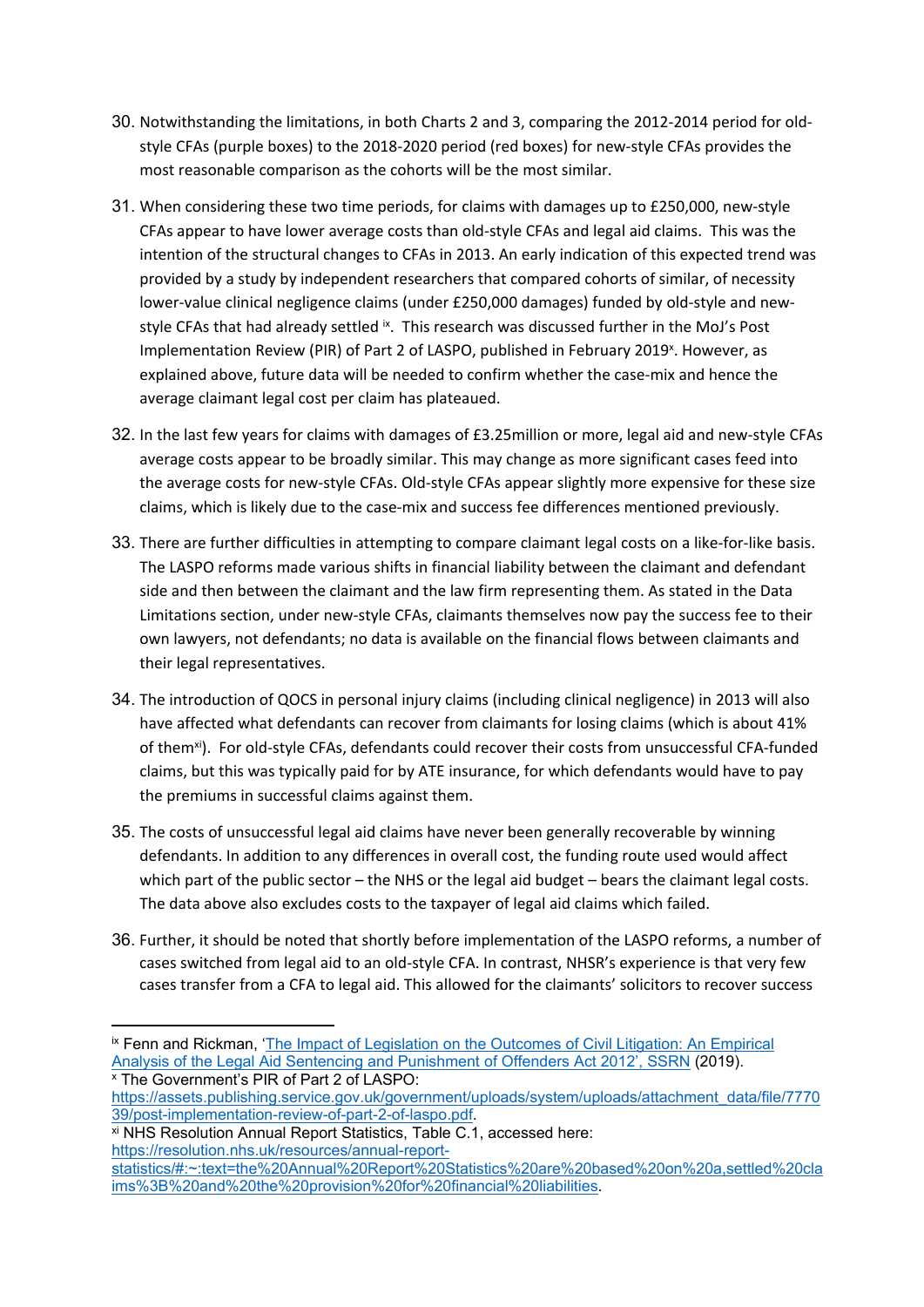30. Notwithstanding the limitations, in both Charts 2 and 3, comparing the 2012-2014 period for old-style CFAs (purple boxes) to the 2018-2020 period (red boxes) for new-style CFAs provides the most reasonable comparison as the cohorts will be the most similar.

31. When considering these two time periods, for claims with damages up to £250,000, new-style CFAs appear to have lower average costs than old-style CFAs and legal aid claims. This was the intention of the structural changes to CFAs in 2013. An early indication of this expected trend was provided by a study by independent researchers that compared cohorts of similar, of necessity lower-value clinical negligence claims (under £250,000 damages) funded by old-style and new-style CFAs that had already settled [ix]. This research was discussed further in the MoJ's Post Implementation Review (PIR) of Part 2 of LASPO, published in February 2019[x]. However, as explained above, future data will be needed to confirm whether the case-mix and hence the average claimant legal cost per claim has plateaued.

32. In the last few years for claims with damages of £3.25million or more, legal aid and new-style CFAs average costs appear to be broadly similar. This may change as more significant cases feed into the average costs for new-style CFAs. Old-style CFAs appear slightly more expensive for these size claims, which is likely due to the case-mix and success fee differences mentioned previously.

33. There are further difficulties in attempting to compare claimant legal costs on a like-for-like basis. The LASPO reforms made various shifts in financial liability between the claimant and defendant side and then between the claimant and the law firm representing them. As stated in the Data Limitations section, under new-style CFAs, claimants themselves now pay the success fee to their own lawyers, not defendants; no data is available on the financial flows between claimants and their legal representatives.

34. The introduction of QOCS in personal injury claims (including clinical negligence) in 2013 will also have affected what defendants can recover from claimants for losing claims (which is about 41% of them[xi]). For old-style CFAs, defendants could recover their costs from unsuccessful CFA-funded claims, but this was typically paid for by ATE insurance, for which defendants would have to pay the premiums in successful claims against them.

35. The costs of unsuccessful legal aid claims have never been generally recoverable by winning defendants. In addition to any differences in overall cost, the funding route used would affect which part of the public sector – the NHS or the legal aid budget – bears the claimant legal costs. The data above also excludes costs to the taxpayer of legal aid claims which failed.

36. Further, it should be noted that shortly before implementation of the LASPO reforms, a number of cases switched from legal aid to an old-style CFA. In contrast, NHSR's experience is that very few cases transfer from a CFA to legal aid. This allowed for the claimants' solicitors to recover success

---

[ix] Fenn and Rickman, 'The Impact of Legislation on the Outcomes of Civil Litigation: An Empirical Analysis of the Legal Aid Sentencing and Punishment of Offenders Act 2012', SSRN (2019).

[x] The Government's PIR of Part 2 of LASPO: https://assets.publishing.service.gov.uk/government/uploads/system/uploads/attachment_data/file/777039/post-implementation-review-of-part-2-of-laspo.pdf.

[xi] NHS Resolution Annual Report Statistics, Table C.1, accessed here: https://resolution.nhs.uk/resources/annual-report-statistics/#:~:text=the%20Annual%20Report%20Statistics%20are%20based%20on%20a,settled%20claims%3B%20and%20the%20provision%20for%20financial%20liabilities.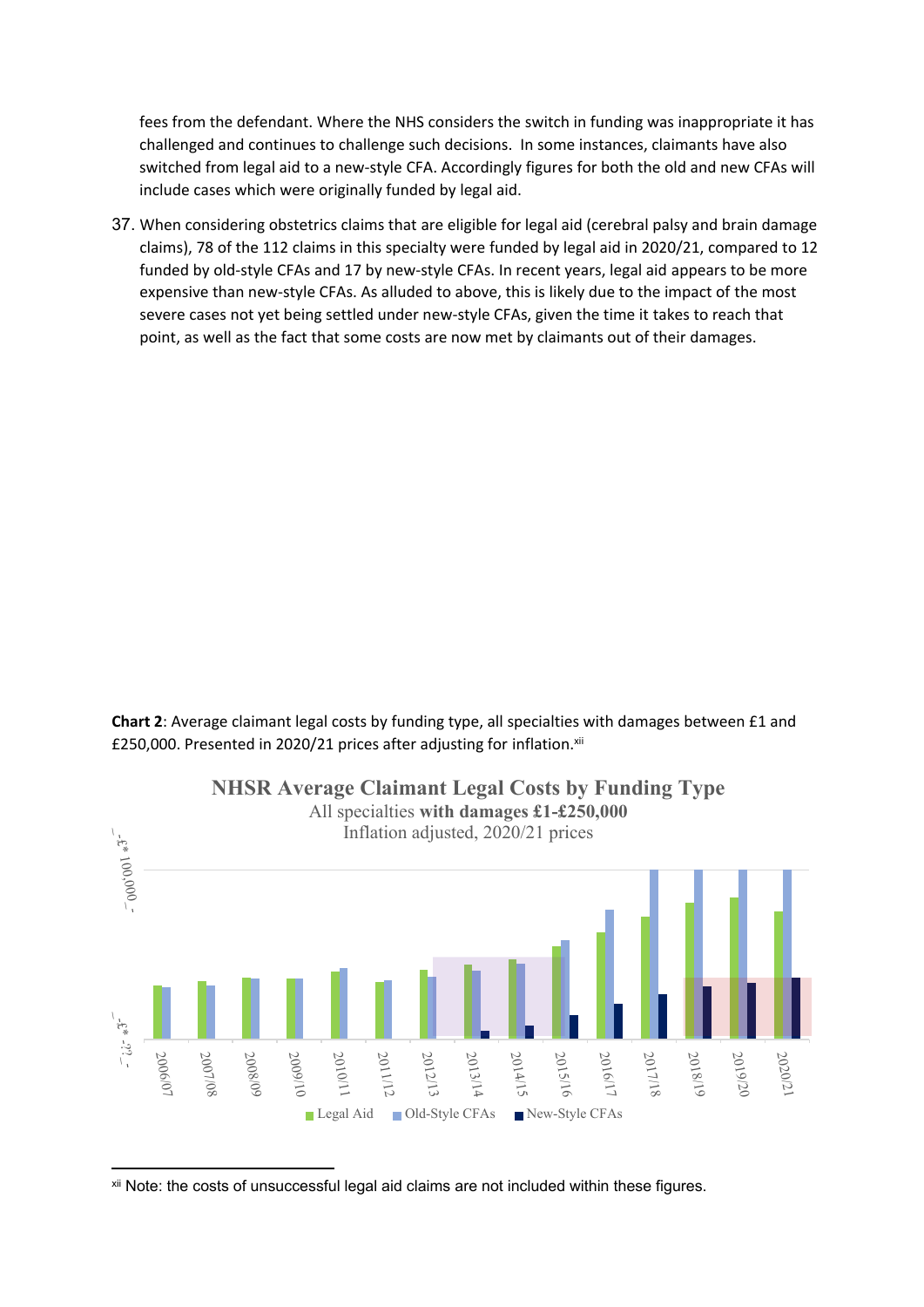fees from the defendant. Where the NHS considers the switch in funding was inappropriate it has challenged and continues to challenge such decisions. In some instances, claimants have also switched from legal aid to a new-style CFA. Accordingly figures for both the old and new CFAs will include cases which were originally funded by legal aid.

37. When considering obstetrics claims that are eligible for legal aid (cerebral palsy and brain damage claims), 78 of the 112 claims in this specialty were funded by legal aid in 2020/21, compared to 12 funded by old-style CFAs and 17 by new-style CFAs. In recent years, legal aid appears to be more expensive than new-style CFAs. As alluded to above, this is likely due to the impact of the most severe cases not yet being settled under new-style CFAs, given the time it takes to reach that point, as well as the fact that some costs are now met by claimants out of their damages.

**Chart 2**: Average claimant legal costs by funding type, all specialties with damages between £1 and £250,000. Presented in 2020/21 prices after adjusting for inflation.[xii]

[xii] Note: the costs of unsuccessful legal aid claims are not included within these figures.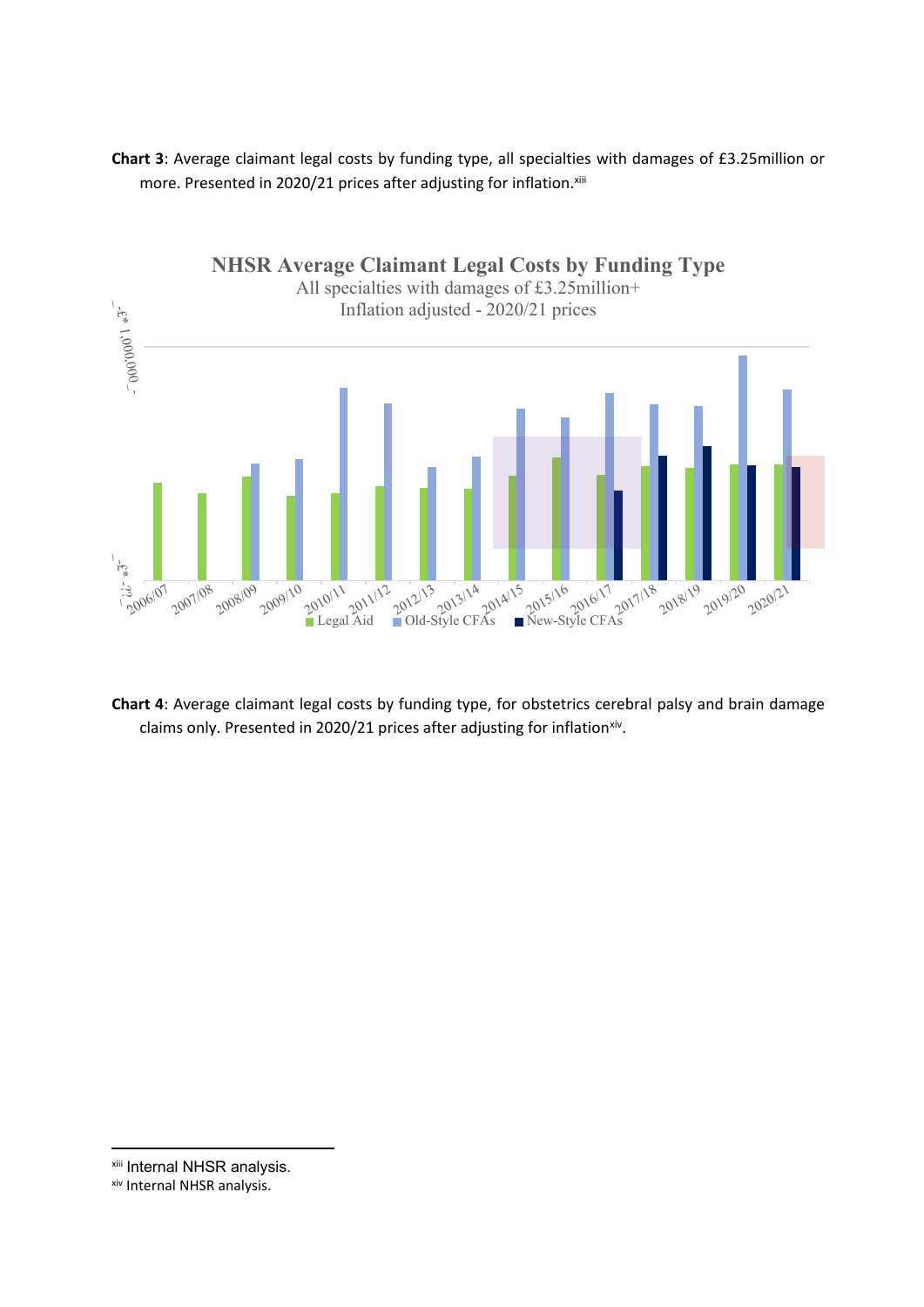**Chart 3**: Average claimant legal costs by funding type, all specialties with damages of £3.25million or more. Presented in 2020/21 prices after adjusting for inflation.[xiii]

**NHSR Average Claimant Legal Costs by Funding Type**

All specialties with damages of £3.25million+

Inflation adjusted - 2020/21 prices

**Chart 4**: Average claimant legal costs by funding type, for obstetrics cerebral palsy and brain damage claims only. Presented in 2020/21 prices after adjusting for inflation[xiv].

---

[xiii] Internal NHSR analysis.

[xiv] Internal NHSR analysis.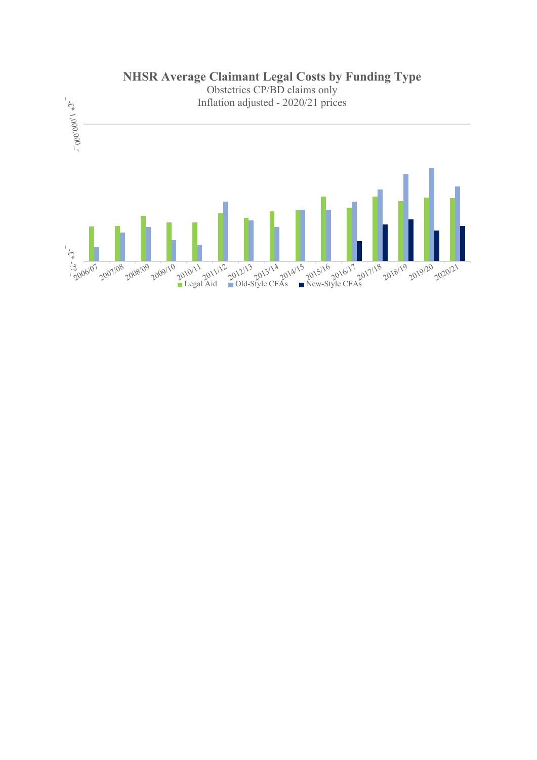**NHSR Average Claimant Legal Costs by Funding Type**

Obstetrics CP/BD claims only

Inflation adjusted - 2020/21 prices

-£* 1,000,000

-£* -??

2006/07 2007/08 2008/09 2009/10 2010/11 2011/12 2012/13 2013/14 2014/15 2015/16 2016/17 2017/18 2018/19 2019/20 2020/21

Legal Aid Old-Style CFAs New-Style CFAs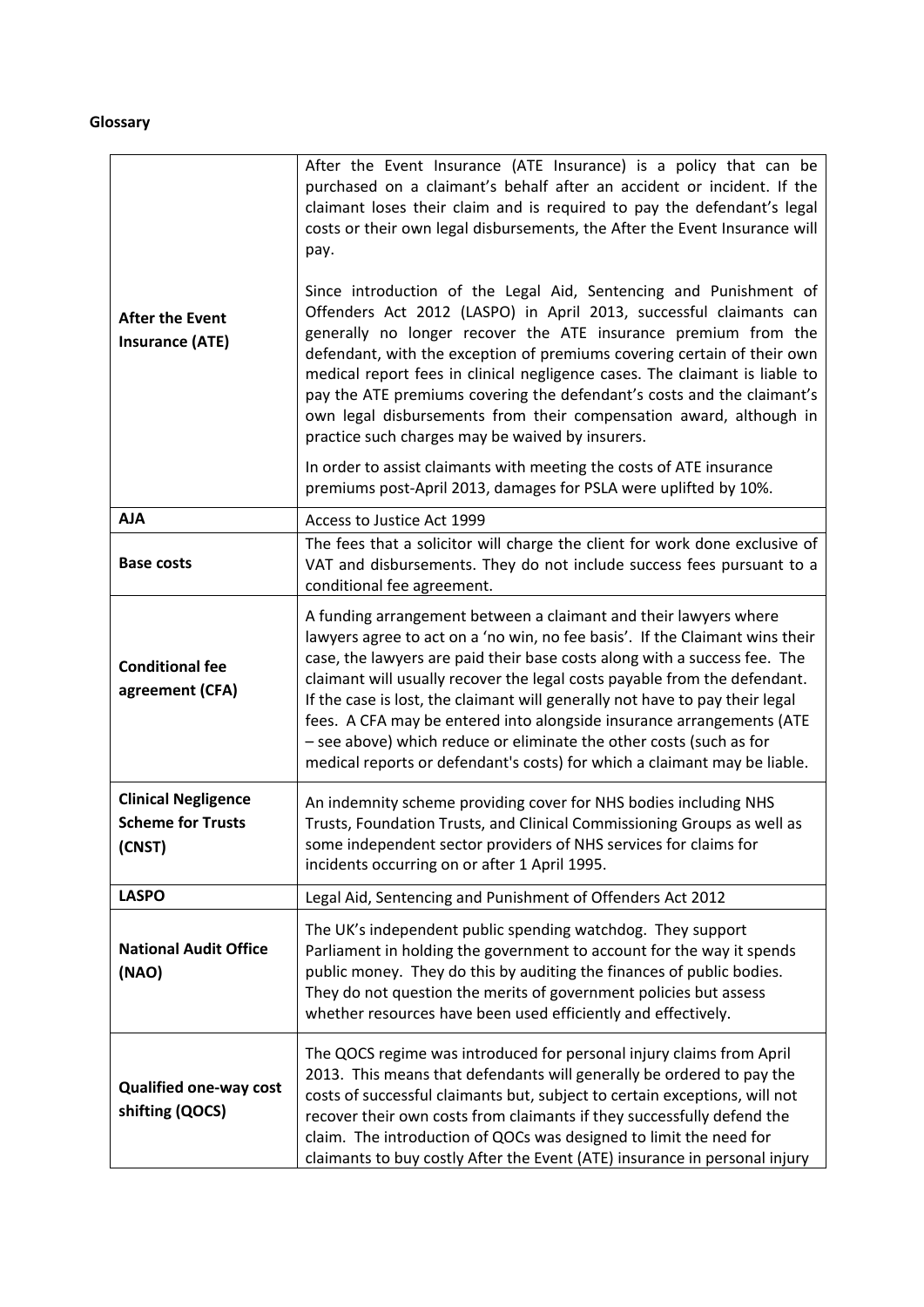**Glossary**

| | |
|---|---|
| **After the Event Insurance (ATE)** | After the Event Insurance (ATE Insurance) is a policy that can be purchased on a claimant's behalf after an accident or incident. If the claimant loses their claim and is required to pay the defendant's legal costs or their own legal disbursements, the After the Event Insurance will pay.<br><br>Since introduction of the Legal Aid, Sentencing and Punishment of Offenders Act 2012 (LASPO) in April 2013, successful claimants can generally no longer recover the ATE insurance premium from the defendant, with the exception of premiums covering certain of their own medical report fees in clinical negligence cases. The claimant is liable to pay the ATE premiums covering the defendant's costs and the claimant's own legal disbursements from their compensation award, although in practice such charges may be waived by insurers.<br><br>In order to assist claimants with meeting the costs of ATE insurance premiums post-April 2013, damages for PSLA were uplifted by 10%. |
| **AJA** | Access to Justice Act 1999 |
| **Base costs** | The fees that a solicitor will charge the client for work done exclusive of VAT and disbursements. They do not include success fees pursuant to a conditional fee agreement. |
| **Conditional fee agreement (CFA)** | A funding arrangement between a claimant and their lawyers where lawyers agree to act on a 'no win, no fee basis'. If the Claimant wins their case, the lawyers are paid their base costs along with a success fee. The claimant will usually recover the legal costs payable from the defendant. If the case is lost, the claimant will generally not have to pay their legal fees. A CFA may be entered into alongside insurance arrangements (ATE – see above) which reduce or eliminate the other costs (such as for medical reports or defendant's costs) for which a claimant may be liable. |
| **Clinical Negligence Scheme for Trusts (CNST)** | An indemnity scheme providing cover for NHS bodies including NHS Trusts, Foundation Trusts, and Clinical Commissioning Groups as well as some independent sector providers of NHS services for claims for incidents occurring on or after 1 April 1995. |
| **LASPO** | Legal Aid, Sentencing and Punishment of Offenders Act 2012 |
| **National Audit Office (NAO)** | The UK's independent public spending watchdog. They support Parliament in holding the government to account for the way it spends public money. They do this by auditing the finances of public bodies. They do not question the merits of government policies but assess whether resources have been used efficiently and effectively. |
| **Qualified one-way cost shifting (QOCS)** | The QOCS regime was introduced for personal injury claims from April 2013. This means that defendants will generally be ordered to pay the costs of successful claimants but, subject to certain exceptions, will not recover their own costs from claimants if they successfully defend the claim. The introduction of QOCs was designed to limit the need for claimants to buy costly After the Event (ATE) insurance in personal injury |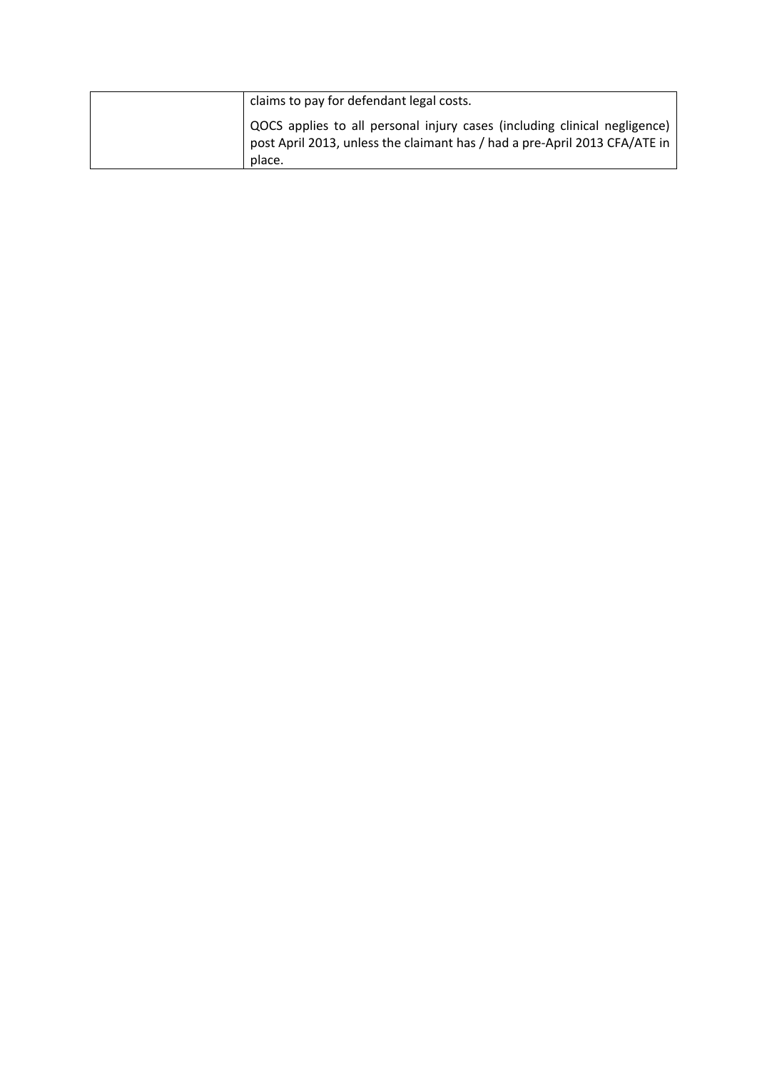| | |
|---|---|
| | claims to pay for defendant legal costs.<br><br>QOCS applies to all personal injury cases (including clinical negligence) post April 2013, unless the claimant has / had a pre-April 2013 CFA/ATE in place. |